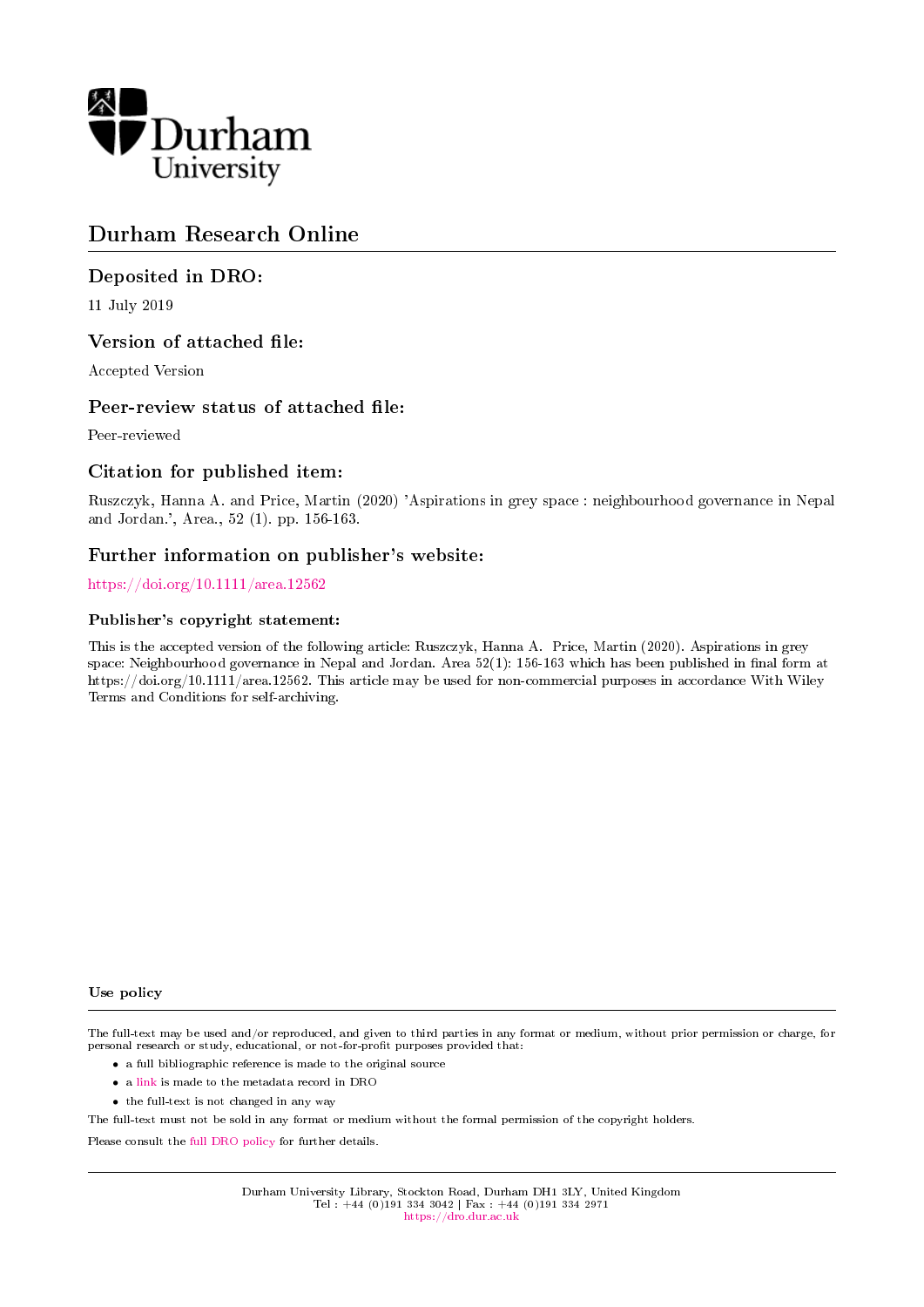Durham University

# Durham Research Online

## Deposited in DRO:

11 July 2019

## Version of attached file:

Accepted Version

## Peer-review status of attached file:

Peer-reviewed

## Citation for published item:

Ruszczyk, Hanna A. and Price, Martin (2020) 'Aspirations in grey space : neighbourhood governance in Nepal and Jordan.', Area., 52 (1). pp. 156-163.

## Further information on publisher's website:

https://doi.org/10.1111/area.12562

### Publisher's copyright statement:

This is the accepted version of the following article: Ruszczyk, Hanna A. Price, Martin (2020). Aspirations in grey space: Neighbourhood governance in Nepal and Jordan. Area 52(1): 156-163 which has been published in final form at https://doi.org/10.1111/area.12562. This article may be used for non-commercial purposes in accordance With Wiley Terms and Conditions for self-archiving.

### Use policy

The full-text may be used and/or reproduced, and given to third parties in any format or medium, without prior permission or charge, for personal research or study, educational, or not-for-profit purposes provided that:

- a full bibliographic reference is made to the original source
- a link is made to the metadata record in DRO
- the full-text is not changed in any way

The full-text must not be sold in any format or medium without the formal permission of the copyright holders.

Please consult the full DRO policy for further details.

Durham University Library, Stockton Road, Durham DH1 3LY, United Kingdom
Tel : +44 (0)191 334 3042 | Fax : +44 (0)191 334 2971
https://dro.dur.ac.uk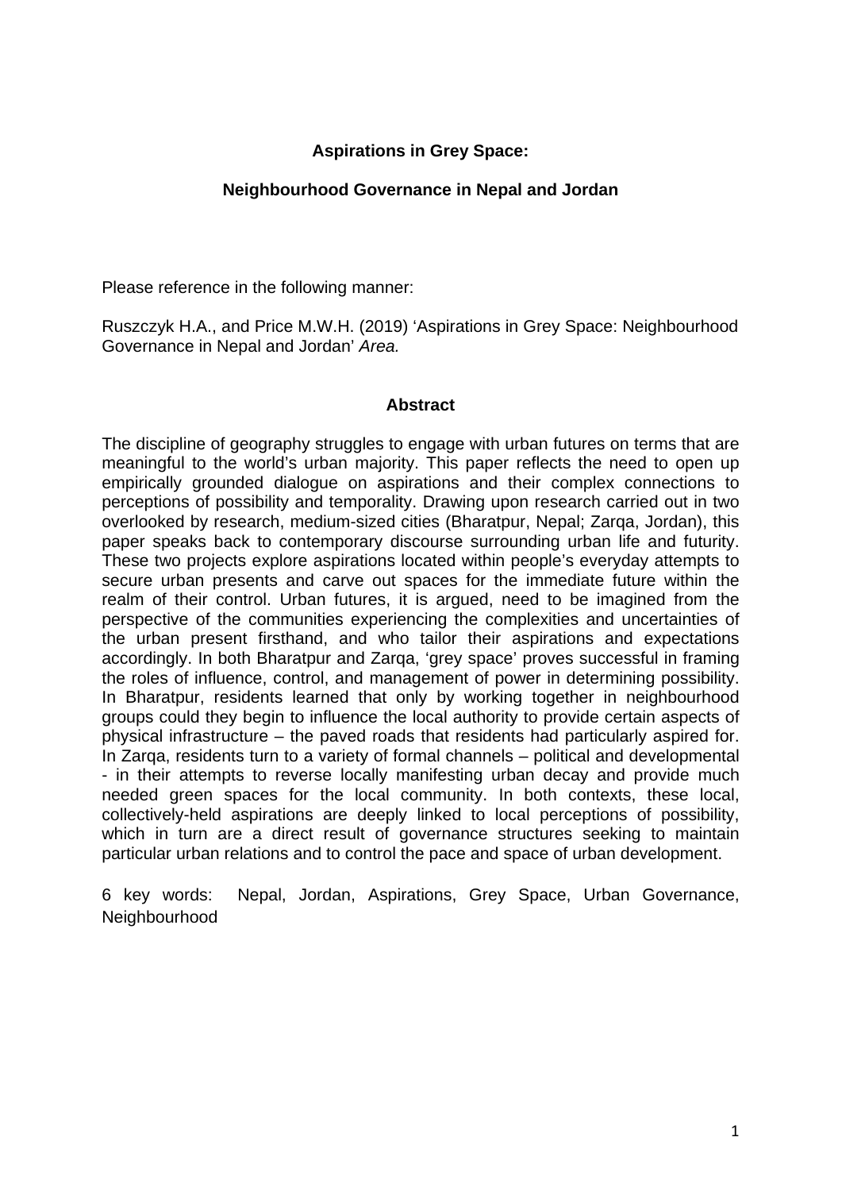**Aspirations in Grey Space:**

**Neighbourhood Governance in Nepal and Jordan**

Please reference in the following manner:

Ruszczyk H.A., and Price M.W.H. (2019) 'Aspirations in Grey Space: Neighbourhood Governance in Nepal and Jordan' *Area.*

## Abstract

The discipline of geography struggles to engage with urban futures on terms that are meaningful to the world's urban majority. This paper reflects the need to open up empirically grounded dialogue on aspirations and their complex connections to perceptions of possibility and temporality. Drawing upon research carried out in two overlooked by research, medium-sized cities (Bharatpur, Nepal; Zarqa, Jordan), this paper speaks back to contemporary discourse surrounding urban life and futurity. These two projects explore aspirations located within people's everyday attempts to secure urban presents and carve out spaces for the immediate future within the realm of their control. Urban futures, it is argued, need to be imagined from the perspective of the communities experiencing the complexities and uncertainties of the urban present firsthand, and who tailor their aspirations and expectations accordingly. In both Bharatpur and Zarqa, 'grey space' proves successful in framing the roles of influence, control, and management of power in determining possibility. In Bharatpur, residents learned that only by working together in neighbourhood groups could they begin to influence the local authority to provide certain aspects of physical infrastructure – the paved roads that residents had particularly aspired for. In Zarqa, residents turn to a variety of formal channels – political and developmental - in their attempts to reverse locally manifesting urban decay and provide much needed green spaces for the local community. In both contexts, these local, collectively-held aspirations are deeply linked to local perceptions of possibility, which in turn are a direct result of governance structures seeking to maintain particular urban relations and to control the pace and space of urban development.

6 key words: Nepal, Jordan, Aspirations, Grey Space, Urban Governance, Neighbourhood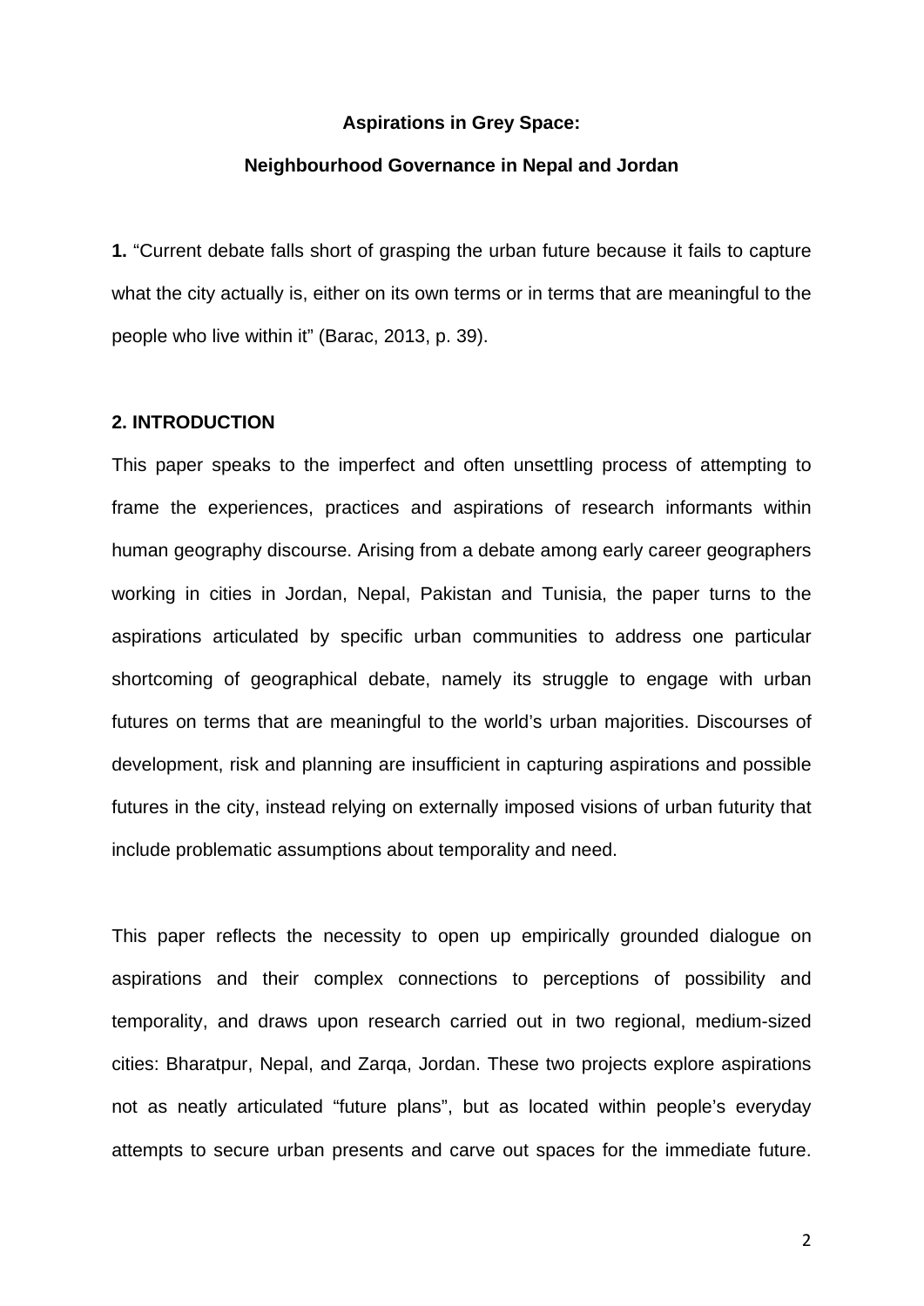**Aspirations in Grey Space:**

**Neighbourhood Governance in Nepal and Jordan**

**1.** “Current debate falls short of grasping the urban future because it fails to capture what the city actually is, either on its own terms or in terms that are meaningful to the people who live within it” (Barac, 2013, p. 39).

## 2. INTRODUCTION

This paper speaks to the imperfect and often unsettling process of attempting to frame the experiences, practices and aspirations of research informants within human geography discourse. Arising from a debate among early career geographers working in cities in Jordan, Nepal, Pakistan and Tunisia, the paper turns to the aspirations articulated by specific urban communities to address one particular shortcoming of geographical debate, namely its struggle to engage with urban futures on terms that are meaningful to the world’s urban majorities. Discourses of development, risk and planning are insufficient in capturing aspirations and possible futures in the city, instead relying on externally imposed visions of urban futurity that include problematic assumptions about temporality and need.

This paper reflects the necessity to open up empirically grounded dialogue on aspirations and their complex connections to perceptions of possibility and temporality, and draws upon research carried out in two regional, medium-sized cities: Bharatpur, Nepal, and Zarqa, Jordan. These two projects explore aspirations not as neatly articulated “future plans”, but as located within people’s everyday attempts to secure urban presents and carve out spaces for the immediate future.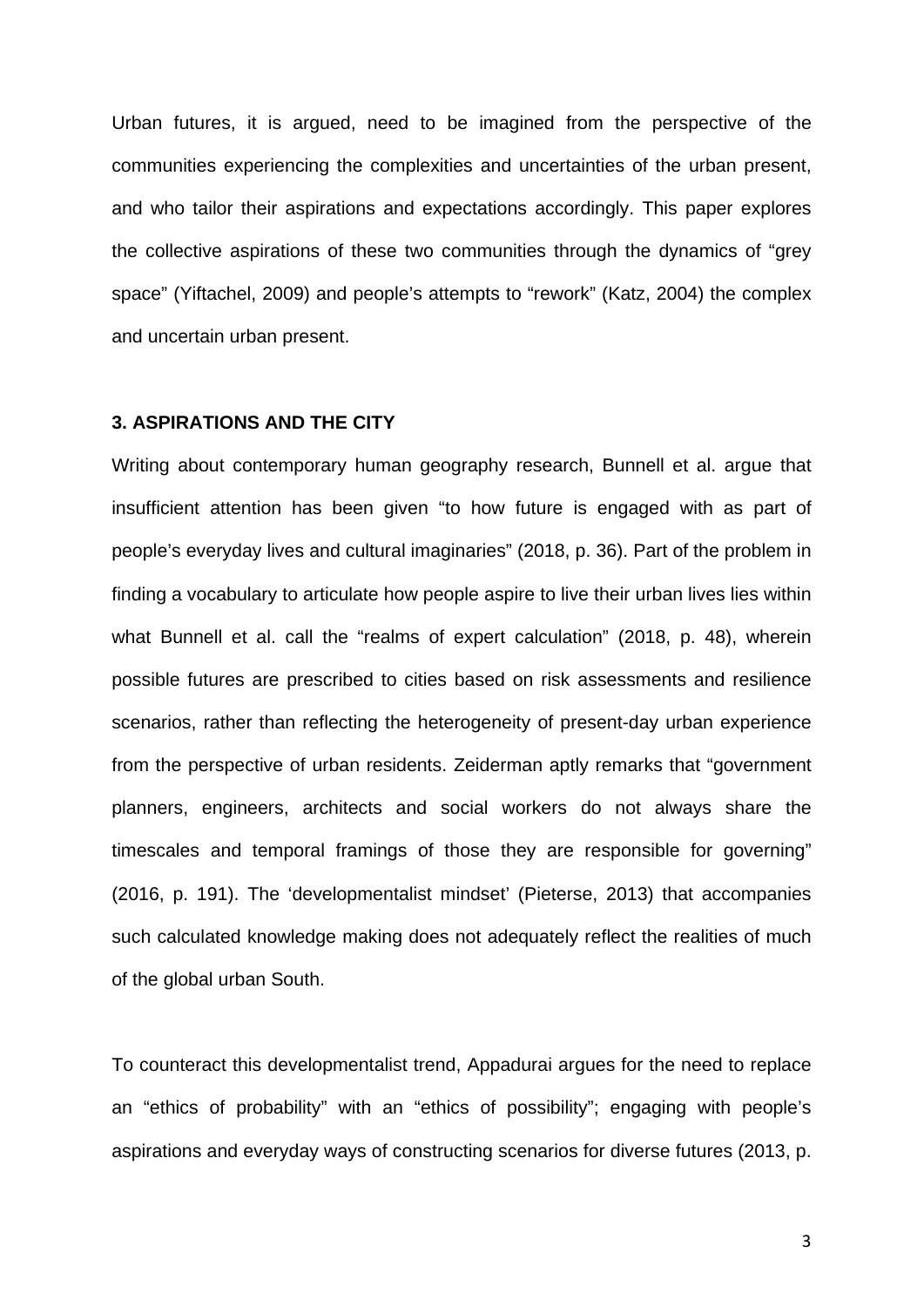Urban futures, it is argued, need to be imagined from the perspective of the communities experiencing the complexities and uncertainties of the urban present, and who tailor their aspirations and expectations accordingly. This paper explores the collective aspirations of these two communities through the dynamics of "grey space" (Yiftachel, 2009) and people's attempts to "rework" (Katz, 2004) the complex and uncertain urban present.

## 3. ASPIRATIONS AND THE CITY

Writing about contemporary human geography research, Bunnell et al. argue that insufficient attention has been given "to how future is engaged with as part of people's everyday lives and cultural imaginaries" (2018, p. 36). Part of the problem in finding a vocabulary to articulate how people aspire to live their urban lives lies within what Bunnell et al. call the "realms of expert calculation" (2018, p. 48), wherein possible futures are prescribed to cities based on risk assessments and resilience scenarios, rather than reflecting the heterogeneity of present-day urban experience from the perspective of urban residents. Zeiderman aptly remarks that "government planners, engineers, architects and social workers do not always share the timescales and temporal framings of those they are responsible for governing" (2016, p. 191). The 'developmentalist mindset' (Pieterse, 2013) that accompanies such calculated knowledge making does not adequately reflect the realities of much of the global urban South.

To counteract this developmentalist trend, Appadurai argues for the need to replace an "ethics of probability" with an "ethics of possibility"; engaging with people's aspirations and everyday ways of constructing scenarios for diverse futures (2013, p.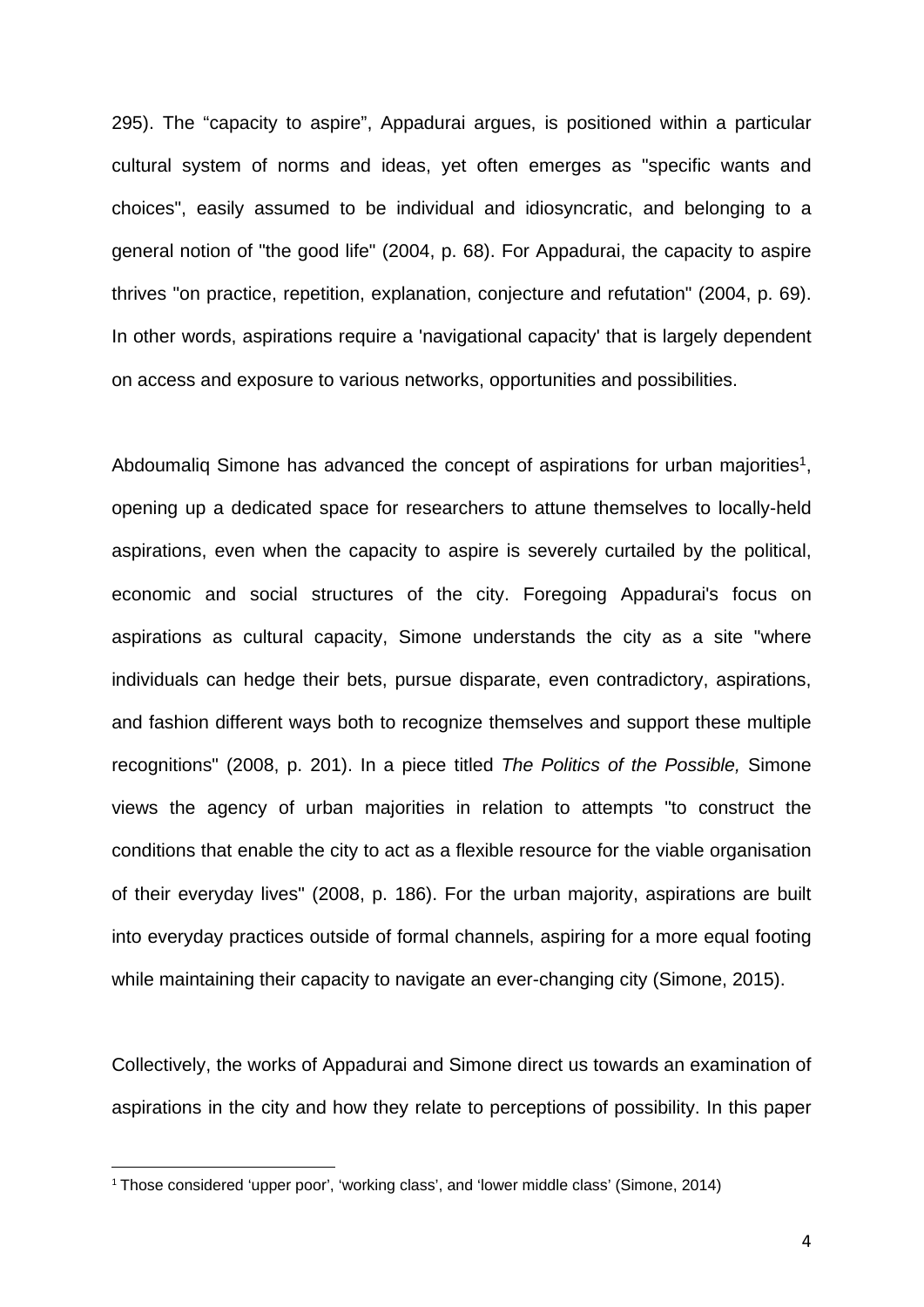295). The “capacity to aspire”, Appadurai argues, is positioned within a particular cultural system of norms and ideas, yet often emerges as "specific wants and choices", easily assumed to be individual and idiosyncratic, and belonging to a general notion of "the good life" (2004, p. 68). For Appadurai, the capacity to aspire thrives "on practice, repetition, explanation, conjecture and refutation" (2004, p. 69). In other words, aspirations require a 'navigational capacity' that is largely dependent on access and exposure to various networks, opportunities and possibilities.

Abdoumaliq Simone has advanced the concept of aspirations for urban majorities[1], opening up a dedicated space for researchers to attune themselves to locally-held aspirations, even when the capacity to aspire is severely curtailed by the political, economic and social structures of the city. Foregoing Appadurai's focus on aspirations as cultural capacity, Simone understands the city as a site "where individuals can hedge their bets, pursue disparate, even contradictory, aspirations, and fashion different ways both to recognize themselves and support these multiple recognitions" (2008, p. 201). In a piece titled *The Politics of the Possible,* Simone views the agency of urban majorities in relation to attempts "to construct the conditions that enable the city to act as a flexible resource for the viable organisation of their everyday lives" (2008, p. 186). For the urban majority, aspirations are built into everyday practices outside of formal channels, aspiring for a more equal footing while maintaining their capacity to navigate an ever-changing city (Simone, 2015).

Collectively, the works of Appadurai and Simone direct us towards an examination of aspirations in the city and how they relate to perceptions of possibility. In this paper

[1] Those considered ‘upper poor’, ‘working class’, and ‘lower middle class’ (Simone, 2014)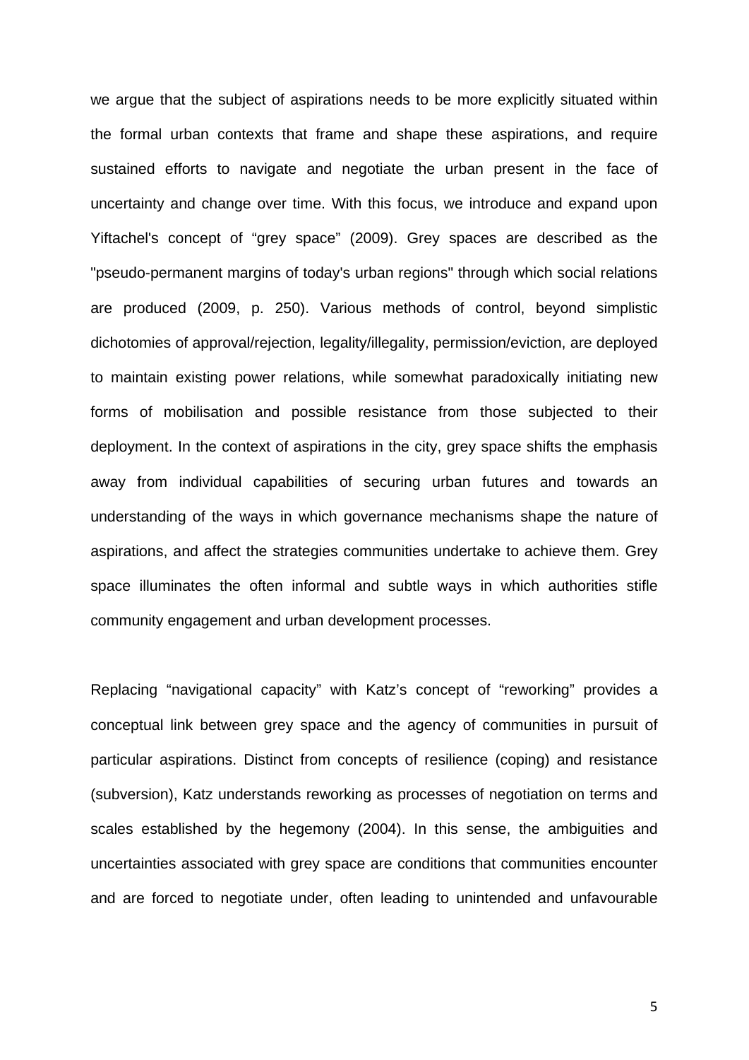we argue that the subject of aspirations needs to be more explicitly situated within the formal urban contexts that frame and shape these aspirations, and require sustained efforts to navigate and negotiate the urban present in the face of uncertainty and change over time. With this focus, we introduce and expand upon Yiftachel's concept of "grey space" (2009). Grey spaces are described as the "pseudo-permanent margins of today's urban regions" through which social relations are produced (2009, p. 250). Various methods of control, beyond simplistic dichotomies of approval/rejection, legality/illegality, permission/eviction, are deployed to maintain existing power relations, while somewhat paradoxically initiating new forms of mobilisation and possible resistance from those subjected to their deployment. In the context of aspirations in the city, grey space shifts the emphasis away from individual capabilities of securing urban futures and towards an understanding of the ways in which governance mechanisms shape the nature of aspirations, and affect the strategies communities undertake to achieve them. Grey space illuminates the often informal and subtle ways in which authorities stifle community engagement and urban development processes.

Replacing "navigational capacity" with Katz's concept of "reworking" provides a conceptual link between grey space and the agency of communities in pursuit of particular aspirations. Distinct from concepts of resilience (coping) and resistance (subversion), Katz understands reworking as processes of negotiation on terms and scales established by the hegemony (2004). In this sense, the ambiguities and uncertainties associated with grey space are conditions that communities encounter and are forced to negotiate under, often leading to unintended and unfavourable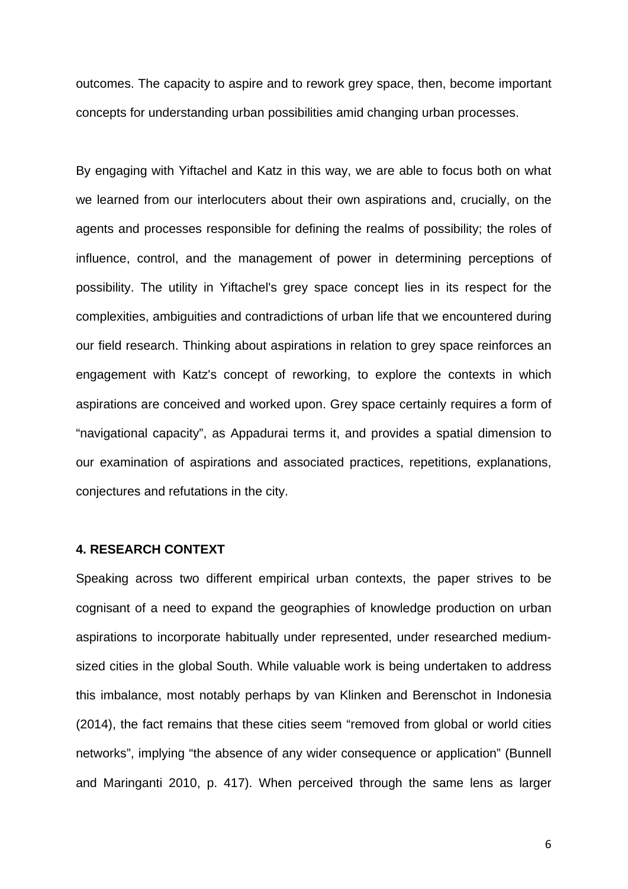outcomes. The capacity to aspire and to rework grey space, then, become important concepts for understanding urban possibilities amid changing urban processes.

By engaging with Yiftachel and Katz in this way, we are able to focus both on what we learned from our interlocuters about their own aspirations and, crucially, on the agents and processes responsible for defining the realms of possibility; the roles of influence, control, and the management of power in determining perceptions of possibility. The utility in Yiftachel's grey space concept lies in its respect for the complexities, ambiguities and contradictions of urban life that we encountered during our field research. Thinking about aspirations in relation to grey space reinforces an engagement with Katz's concept of reworking, to explore the contexts in which aspirations are conceived and worked upon. Grey space certainly requires a form of "navigational capacity", as Appadurai terms it, and provides a spatial dimension to our examination of aspirations and associated practices, repetitions, explanations, conjectures and refutations in the city.

## 4. RESEARCH CONTEXT

Speaking across two different empirical urban contexts, the paper strives to be cognisant of a need to expand the geographies of knowledge production on urban aspirations to incorporate habitually under represented, under researched medium-sized cities in the global South. While valuable work is being undertaken to address this imbalance, most notably perhaps by van Klinken and Berenschot in Indonesia (2014), the fact remains that these cities seem "removed from global or world cities networks", implying "the absence of any wider consequence or application" (Bunnell and Maringanti 2010, p. 417). When perceived through the same lens as larger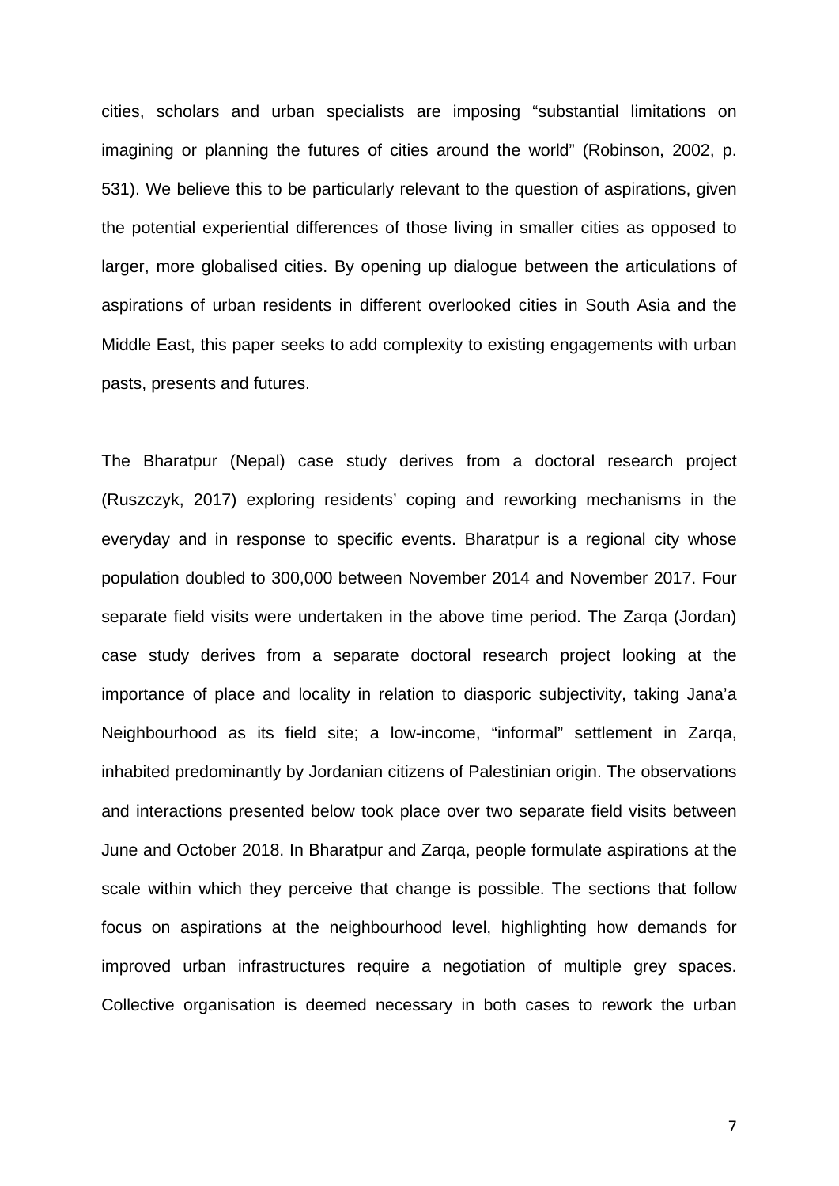cities, scholars and urban specialists are imposing "substantial limitations on imagining or planning the futures of cities around the world" (Robinson, 2002, p. 531). We believe this to be particularly relevant to the question of aspirations, given the potential experiential differences of those living in smaller cities as opposed to larger, more globalised cities. By opening up dialogue between the articulations of aspirations of urban residents in different overlooked cities in South Asia and the Middle East, this paper seeks to add complexity to existing engagements with urban pasts, presents and futures.

The Bharatpur (Nepal) case study derives from a doctoral research project (Ruszczyk, 2017) exploring residents' coping and reworking mechanisms in the everyday and in response to specific events. Bharatpur is a regional city whose population doubled to 300,000 between November 2014 and November 2017. Four separate field visits were undertaken in the above time period. The Zarqa (Jordan) case study derives from a separate doctoral research project looking at the importance of place and locality in relation to diasporic subjectivity, taking Jana'a Neighbourhood as its field site; a low-income, "informal" settlement in Zarqa, inhabited predominantly by Jordanian citizens of Palestinian origin. The observations and interactions presented below took place over two separate field visits between June and October 2018. In Bharatpur and Zarqa, people formulate aspirations at the scale within which they perceive that change is possible. The sections that follow focus on aspirations at the neighbourhood level, highlighting how demands for improved urban infrastructures require a negotiation of multiple grey spaces. Collective organisation is deemed necessary in both cases to rework the urban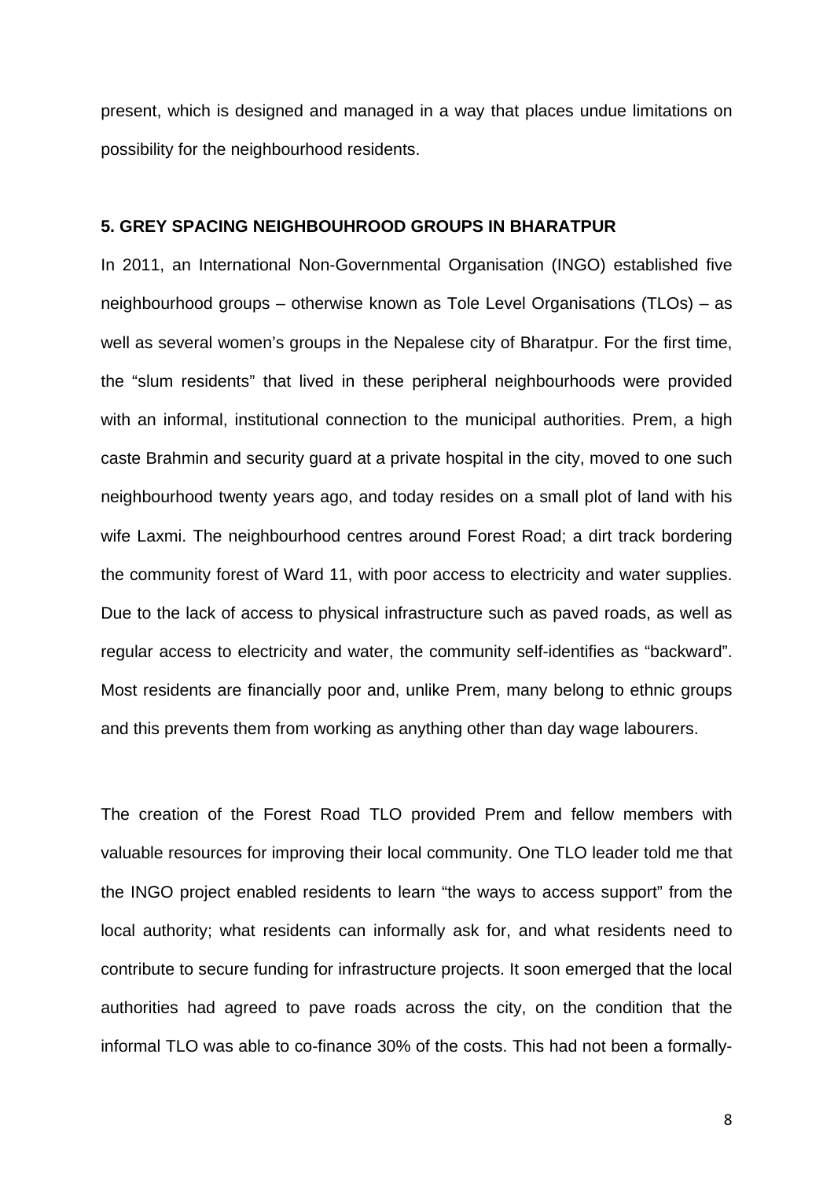present, which is designed and managed in a way that places undue limitations on possibility for the neighbourhood residents.

## 5. GREY SPACING NEIGHBOUHROOD GROUPS IN BHARATPUR

In 2011, an International Non-Governmental Organisation (INGO) established five neighbourhood groups – otherwise known as Tole Level Organisations (TLOs) – as well as several women's groups in the Nepalese city of Bharatpur. For the first time, the "slum residents" that lived in these peripheral neighbourhoods were provided with an informal, institutional connection to the municipal authorities. Prem, a high caste Brahmin and security guard at a private hospital in the city, moved to one such neighbourhood twenty years ago, and today resides on a small plot of land with his wife Laxmi. The neighbourhood centres around Forest Road; a dirt track bordering the community forest of Ward 11, with poor access to electricity and water supplies. Due to the lack of access to physical infrastructure such as paved roads, as well as regular access to electricity and water, the community self-identifies as "backward". Most residents are financially poor and, unlike Prem, many belong to ethnic groups and this prevents them from working as anything other than day wage labourers.

The creation of the Forest Road TLO provided Prem and fellow members with valuable resources for improving their local community. One TLO leader told me that the INGO project enabled residents to learn "the ways to access support" from the local authority; what residents can informally ask for, and what residents need to contribute to secure funding for infrastructure projects. It soon emerged that the local authorities had agreed to pave roads across the city, on the condition that the informal TLO was able to co-finance 30% of the costs. This had not been a formally-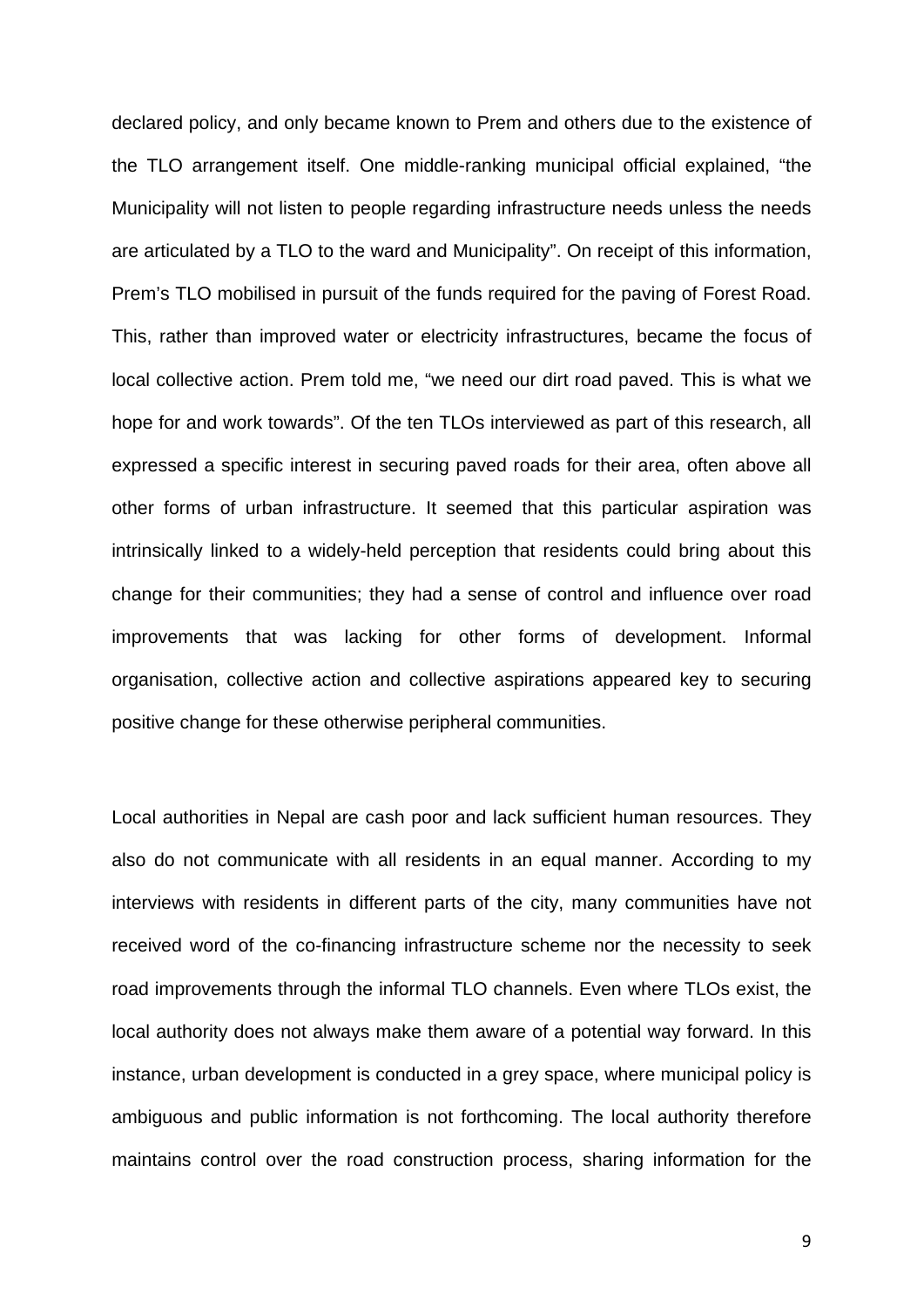declared policy, and only became known to Prem and others due to the existence of the TLO arrangement itself. One middle-ranking municipal official explained, “the Municipality will not listen to people regarding infrastructure needs unless the needs are articulated by a TLO to the ward and Municipality”. On receipt of this information, Prem’s TLO mobilised in pursuit of the funds required for the paving of Forest Road. This, rather than improved water or electricity infrastructures, became the focus of local collective action. Prem told me, “we need our dirt road paved. This is what we hope for and work towards”. Of the ten TLOs interviewed as part of this research, all expressed a specific interest in securing paved roads for their area, often above all other forms of urban infrastructure. It seemed that this particular aspiration was intrinsically linked to a widely-held perception that residents could bring about this change for their communities; they had a sense of control and influence over road improvements that was lacking for other forms of development. Informal organisation, collective action and collective aspirations appeared key to securing positive change for these otherwise peripheral communities.

Local authorities in Nepal are cash poor and lack sufficient human resources. They also do not communicate with all residents in an equal manner. According to my interviews with residents in different parts of the city, many communities have not received word of the co-financing infrastructure scheme nor the necessity to seek road improvements through the informal TLO channels. Even where TLOs exist, the local authority does not always make them aware of a potential way forward. In this instance, urban development is conducted in a grey space, where municipal policy is ambiguous and public information is not forthcoming. The local authority therefore maintains control over the road construction process, sharing information for the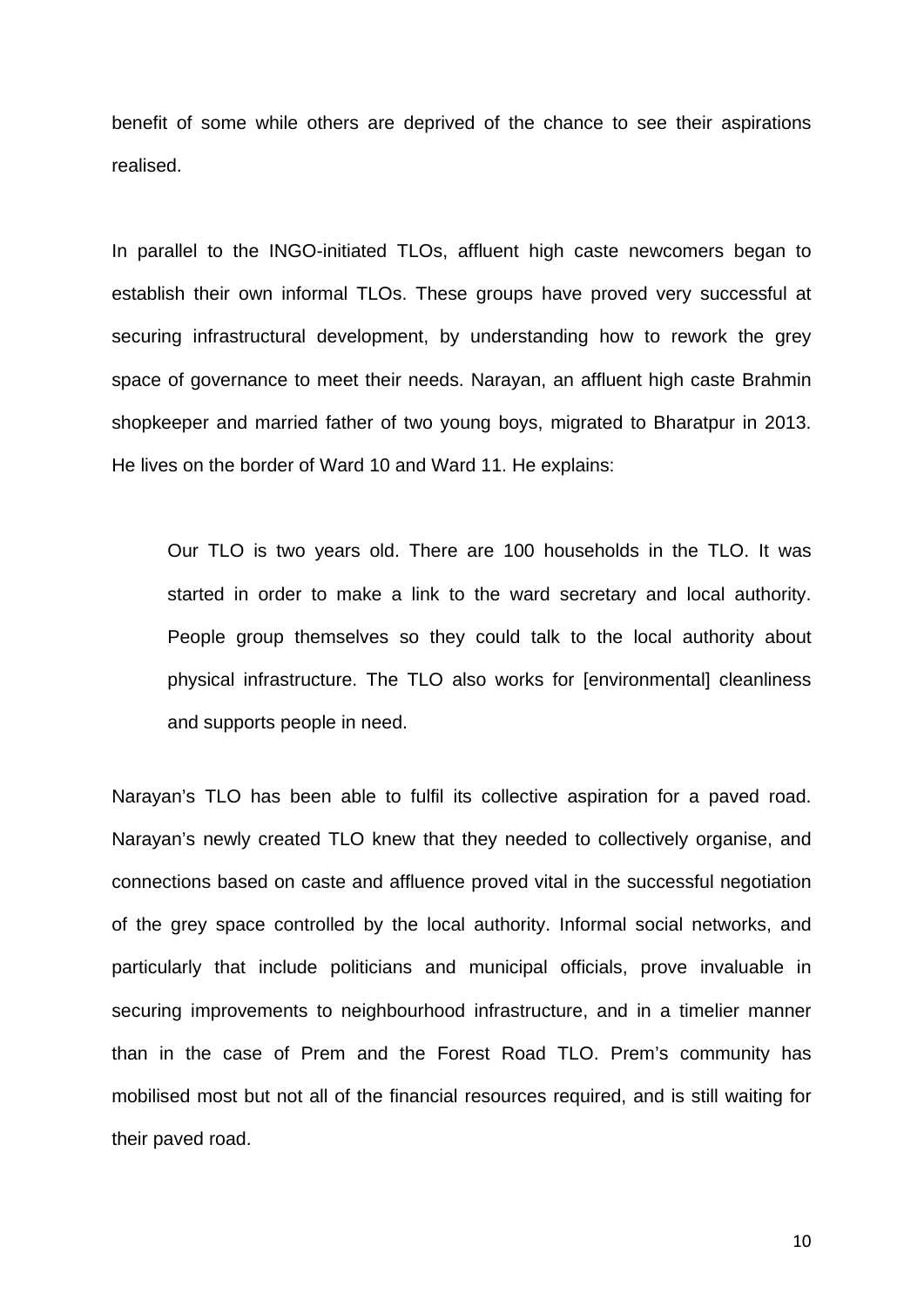benefit of some while others are deprived of the chance to see their aspirations realised.

In parallel to the INGO-initiated TLOs, affluent high caste newcomers began to establish their own informal TLOs. These groups have proved very successful at securing infrastructural development, by understanding how to rework the grey space of governance to meet their needs. Narayan, an affluent high caste Brahmin shopkeeper and married father of two young boys, migrated to Bharatpur in 2013. He lives on the border of Ward 10 and Ward 11. He explains:

> Our TLO is two years old. There are 100 households in the TLO. It was started in order to make a link to the ward secretary and local authority. People group themselves so they could talk to the local authority about physical infrastructure. The TLO also works for [environmental] cleanliness and supports people in need.

Narayan's TLO has been able to fulfil its collective aspiration for a paved road. Narayan's newly created TLO knew that they needed to collectively organise, and connections based on caste and affluence proved vital in the successful negotiation of the grey space controlled by the local authority. Informal social networks, and particularly that include politicians and municipal officials, prove invaluable in securing improvements to neighbourhood infrastructure, and in a timelier manner than in the case of Prem and the Forest Road TLO. Prem's community has mobilised most but not all of the financial resources required, and is still waiting for their paved road.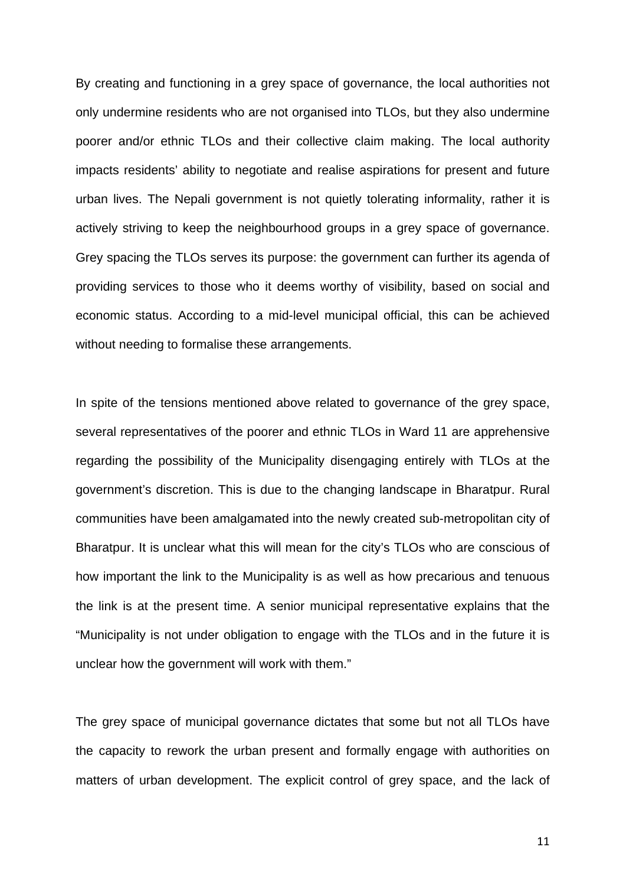By creating and functioning in a grey space of governance, the local authorities not only undermine residents who are not organised into TLOs, but they also undermine poorer and/or ethnic TLOs and their collective claim making. The local authority impacts residents' ability to negotiate and realise aspirations for present and future urban lives. The Nepali government is not quietly tolerating informality, rather it is actively striving to keep the neighbourhood groups in a grey space of governance. Grey spacing the TLOs serves its purpose: the government can further its agenda of providing services to those who it deems worthy of visibility, based on social and economic status. According to a mid-level municipal official, this can be achieved without needing to formalise these arrangements.

In spite of the tensions mentioned above related to governance of the grey space, several representatives of the poorer and ethnic TLOs in Ward 11 are apprehensive regarding the possibility of the Municipality disengaging entirely with TLOs at the government's discretion. This is due to the changing landscape in Bharatpur. Rural communities have been amalgamated into the newly created sub-metropolitan city of Bharatpur. It is unclear what this will mean for the city's TLOs who are conscious of how important the link to the Municipality is as well as how precarious and tenuous the link is at the present time. A senior municipal representative explains that the "Municipality is not under obligation to engage with the TLOs and in the future it is unclear how the government will work with them."

The grey space of municipal governance dictates that some but not all TLOs have the capacity to rework the urban present and formally engage with authorities on matters of urban development. The explicit control of grey space, and the lack of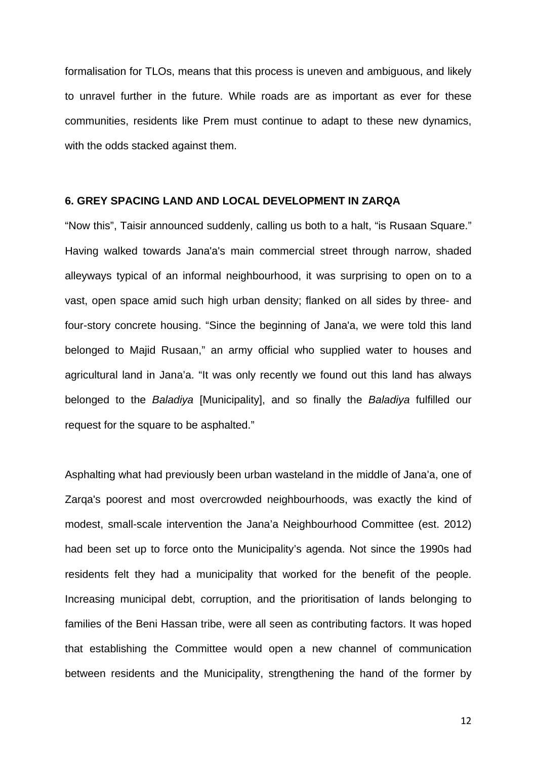formalisation for TLOs, means that this process is uneven and ambiguous, and likely to unravel further in the future. While roads are as important as ever for these communities, residents like Prem must continue to adapt to these new dynamics, with the odds stacked against them.

## 6. GREY SPACING LAND AND LOCAL DEVELOPMENT IN ZARQA

"Now this", Taisir announced suddenly, calling us both to a halt, "is Rusaan Square." Having walked towards Jana'a's main commercial street through narrow, shaded alleyways typical of an informal neighbourhood, it was surprising to open on to a vast, open space amid such high urban density; flanked on all sides by three- and four-story concrete housing. "Since the beginning of Jana'a, we were told this land belonged to Majid Rusaan," an army official who supplied water to houses and agricultural land in Jana'a. "It was only recently we found out this land has always belonged to the *Baladiya* [Municipality], and so finally the *Baladiya* fulfilled our request for the square to be asphalted."

Asphalting what had previously been urban wasteland in the middle of Jana'a, one of Zarqa's poorest and most overcrowded neighbourhoods, was exactly the kind of modest, small-scale intervention the Jana'a Neighbourhood Committee (est. 2012) had been set up to force onto the Municipality's agenda. Not since the 1990s had residents felt they had a municipality that worked for the benefit of the people. Increasing municipal debt, corruption, and the prioritisation of lands belonging to families of the Beni Hassan tribe, were all seen as contributing factors. It was hoped that establishing the Committee would open a new channel of communication between residents and the Municipality, strengthening the hand of the former by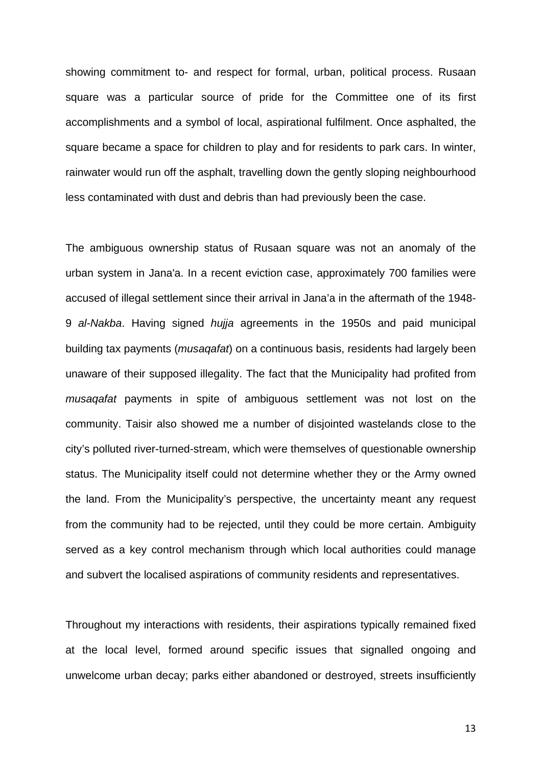showing commitment to- and respect for formal, urban, political process. Rusaan square was a particular source of pride for the Committee one of its first accomplishments and a symbol of local, aspirational fulfilment. Once asphalted, the square became a space for children to play and for residents to park cars. In winter, rainwater would run off the asphalt, travelling down the gently sloping neighbourhood less contaminated with dust and debris than had previously been the case.

The ambiguous ownership status of Rusaan square was not an anomaly of the urban system in Jana'a. In a recent eviction case, approximately 700 families were accused of illegal settlement since their arrival in Jana'a in the aftermath of the 1948-9 *al-Nakba*. Having signed *hujja* agreements in the 1950s and paid municipal building tax payments (*musaqafat*) on a continuous basis, residents had largely been unaware of their supposed illegality. The fact that the Municipality had profited from *musaqafat* payments in spite of ambiguous settlement was not lost on the community. Taisir also showed me a number of disjointed wastelands close to the city's polluted river-turned-stream, which were themselves of questionable ownership status. The Municipality itself could not determine whether they or the Army owned the land. From the Municipality's perspective, the uncertainty meant any request from the community had to be rejected, until they could be more certain. Ambiguity served as a key control mechanism through which local authorities could manage and subvert the localised aspirations of community residents and representatives.

Throughout my interactions with residents, their aspirations typically remained fixed at the local level, formed around specific issues that signalled ongoing and unwelcome urban decay; parks either abandoned or destroyed, streets insufficiently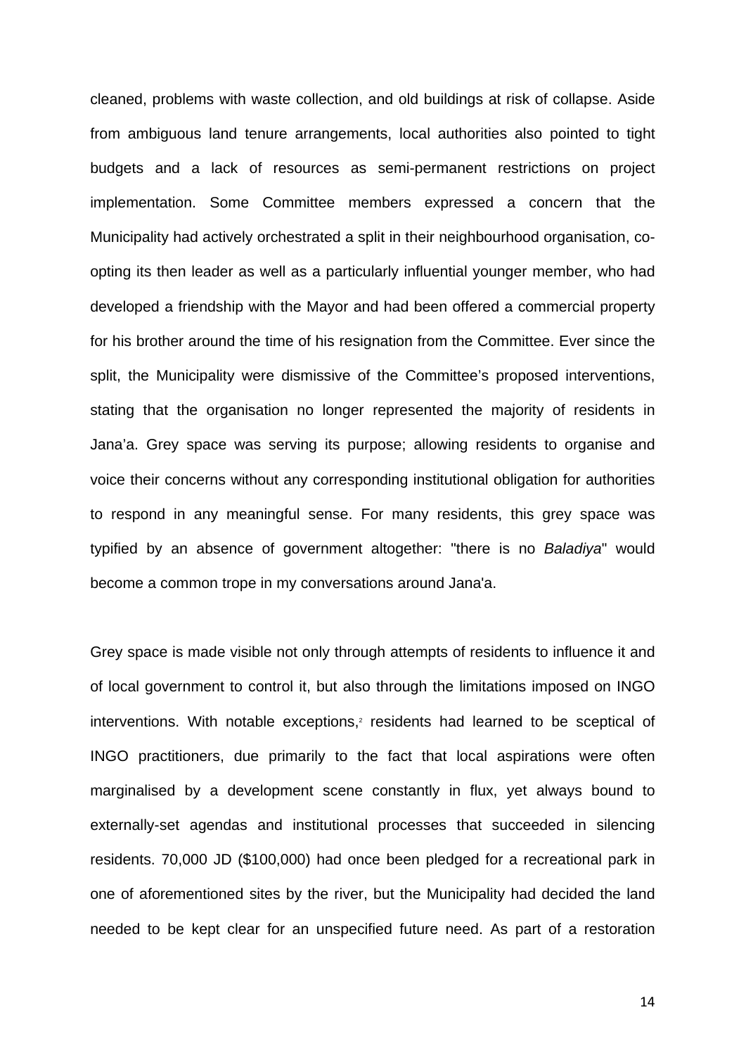cleaned, problems with waste collection, and old buildings at risk of collapse. Aside from ambiguous land tenure arrangements, local authorities also pointed to tight budgets and a lack of resources as semi-permanent restrictions on project implementation. Some Committee members expressed a concern that the Municipality had actively orchestrated a split in their neighbourhood organisation, co-opting its then leader as well as a particularly influential younger member, who had developed a friendship with the Mayor and had been offered a commercial property for his brother around the time of his resignation from the Committee. Ever since the split, the Municipality were dismissive of the Committee's proposed interventions, stating that the organisation no longer represented the majority of residents in Jana'a. Grey space was serving its purpose; allowing residents to organise and voice their concerns without any corresponding institutional obligation for authorities to respond in any meaningful sense. For many residents, this grey space was typified by an absence of government altogether: "there is no *Baladiya*" would become a common trope in my conversations around Jana'a.

Grey space is made visible not only through attempts of residents to influence it and of local government to control it, but also through the limitations imposed on INGO interventions. With notable exceptions,[2] residents had learned to be sceptical of INGO practitioners, due primarily to the fact that local aspirations were often marginalised by a development scene constantly in flux, yet always bound to externally-set agendas and institutional processes that succeeded in silencing residents. 70,000 JD ($100,000) had once been pledged for a recreational park in one of aforementioned sites by the river, but the Municipality had decided the land needed to be kept clear for an unspecified future need. As part of a restoration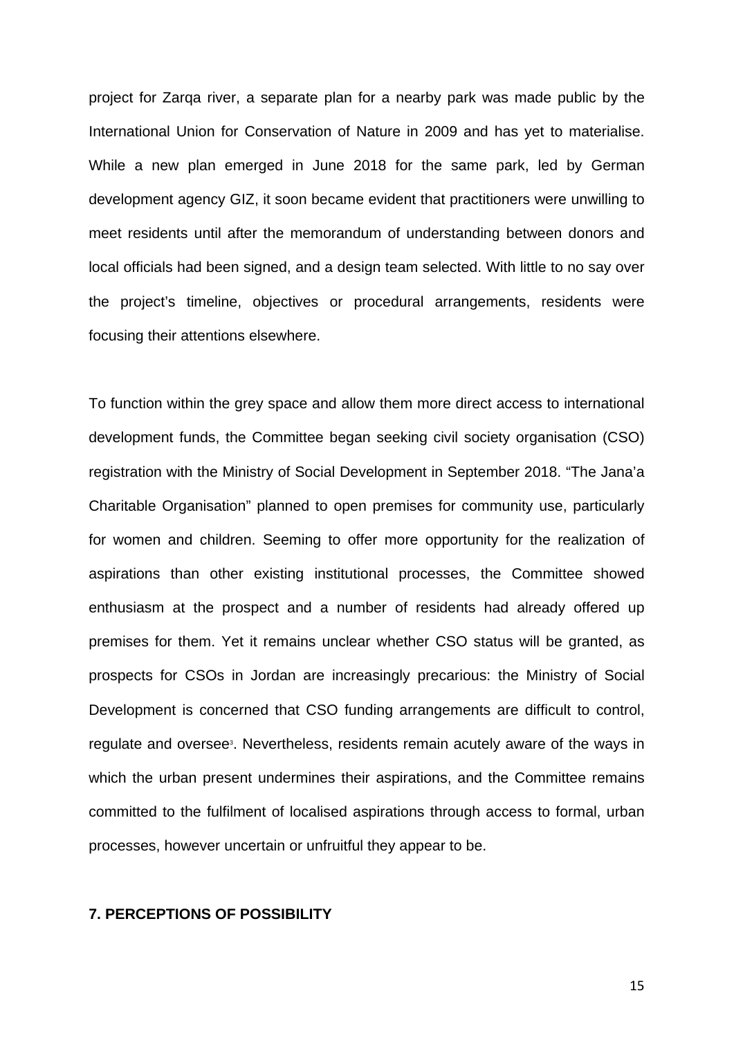project for Zarqa river, a separate plan for a nearby park was made public by the International Union for Conservation of Nature in 2009 and has yet to materialise. While a new plan emerged in June 2018 for the same park, led by German development agency GIZ, it soon became evident that practitioners were unwilling to meet residents until after the memorandum of understanding between donors and local officials had been signed, and a design team selected. With little to no say over the project's timeline, objectives or procedural arrangements, residents were focusing their attentions elsewhere.

To function within the grey space and allow them more direct access to international development funds, the Committee began seeking civil society organisation (CSO) registration with the Ministry of Social Development in September 2018. "The Jana'a Charitable Organisation" planned to open premises for community use, particularly for women and children. Seeming to offer more opportunity for the realization of aspirations than other existing institutional processes, the Committee showed enthusiasm at the prospect and a number of residents had already offered up premises for them. Yet it remains unclear whether CSO status will be granted, as prospects for CSOs in Jordan are increasingly precarious: the Ministry of Social Development is concerned that CSO funding arrangements are difficult to control, regulate and oversee[3]. Nevertheless, residents remain acutely aware of the ways in which the urban present undermines their aspirations, and the Committee remains committed to the fulfilment of localised aspirations through access to formal, urban processes, however uncertain or unfruitful they appear to be.

## 7. PERCEPTIONS OF POSSIBILITY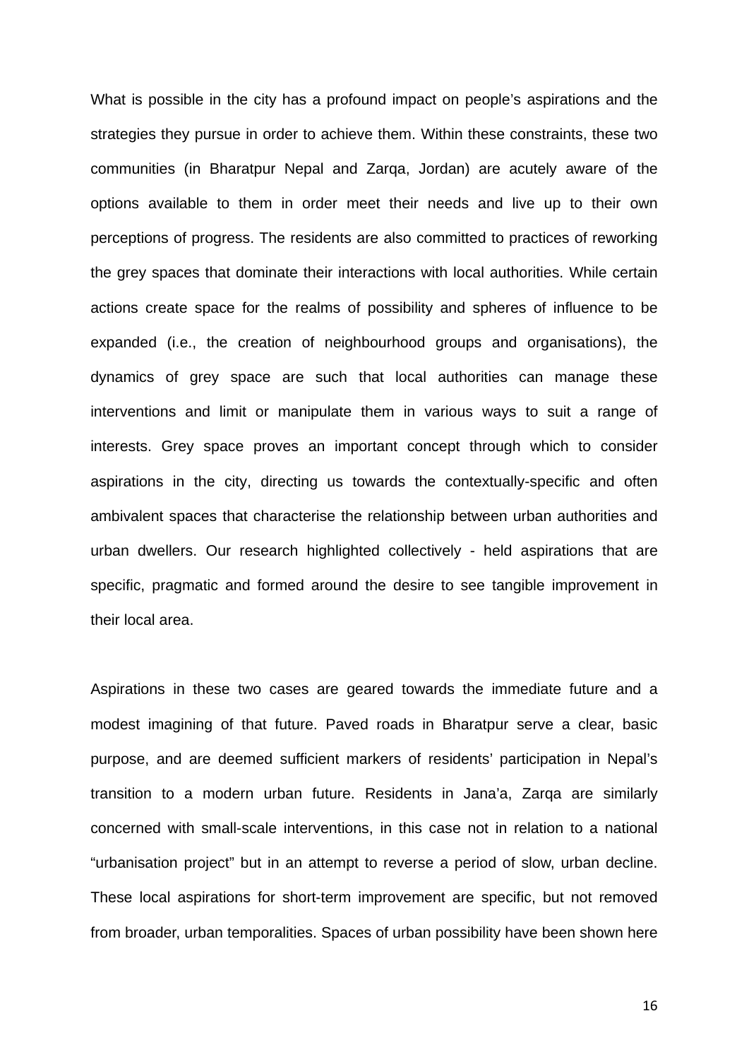What is possible in the city has a profound impact on people's aspirations and the strategies they pursue in order to achieve them. Within these constraints, these two communities (in Bharatpur Nepal and Zarqa, Jordan) are acutely aware of the options available to them in order meet their needs and live up to their own perceptions of progress. The residents are also committed to practices of reworking the grey spaces that dominate their interactions with local authorities. While certain actions create space for the realms of possibility and spheres of influence to be expanded (i.e., the creation of neighbourhood groups and organisations), the dynamics of grey space are such that local authorities can manage these interventions and limit or manipulate them in various ways to suit a range of interests. Grey space proves an important concept through which to consider aspirations in the city, directing us towards the contextually-specific and often ambivalent spaces that characterise the relationship between urban authorities and urban dwellers. Our research highlighted collectively - held aspirations that are specific, pragmatic and formed around the desire to see tangible improvement in their local area.

Aspirations in these two cases are geared towards the immediate future and a modest imagining of that future. Paved roads in Bharatpur serve a clear, basic purpose, and are deemed sufficient markers of residents' participation in Nepal's transition to a modern urban future. Residents in Jana'a, Zarqa are similarly concerned with small-scale interventions, in this case not in relation to a national "urbanisation project" but in an attempt to reverse a period of slow, urban decline. These local aspirations for short-term improvement are specific, but not removed from broader, urban temporalities. Spaces of urban possibility have been shown here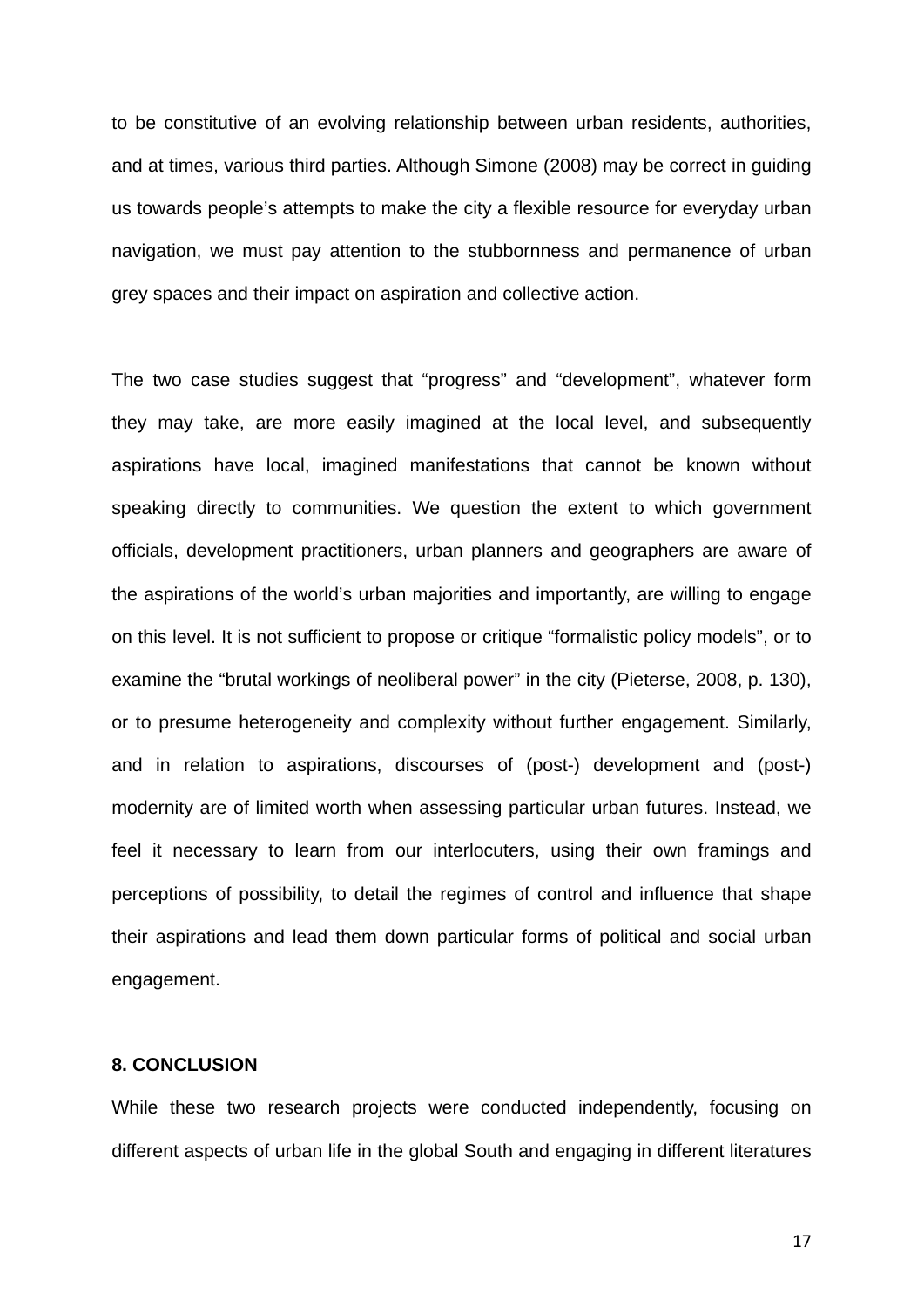to be constitutive of an evolving relationship between urban residents, authorities, and at times, various third parties. Although Simone (2008) may be correct in guiding us towards people's attempts to make the city a flexible resource for everyday urban navigation, we must pay attention to the stubbornness and permanence of urban grey spaces and their impact on aspiration and collective action.

The two case studies suggest that "progress" and "development", whatever form they may take, are more easily imagined at the local level, and subsequently aspirations have local, imagined manifestations that cannot be known without speaking directly to communities. We question the extent to which government officials, development practitioners, urban planners and geographers are aware of the aspirations of the world's urban majorities and importantly, are willing to engage on this level. It is not sufficient to propose or critique "formalistic policy models", or to examine the "brutal workings of neoliberal power" in the city (Pieterse, 2008, p. 130), or to presume heterogeneity and complexity without further engagement. Similarly, and in relation to aspirations, discourses of (post-) development and (post-) modernity are of limited worth when assessing particular urban futures. Instead, we feel it necessary to learn from our interlocuters, using their own framings and perceptions of possibility, to detail the regimes of control and influence that shape their aspirations and lead them down particular forms of political and social urban engagement.

## 8. CONCLUSION

While these two research projects were conducted independently, focusing on different aspects of urban life in the global South and engaging in different literatures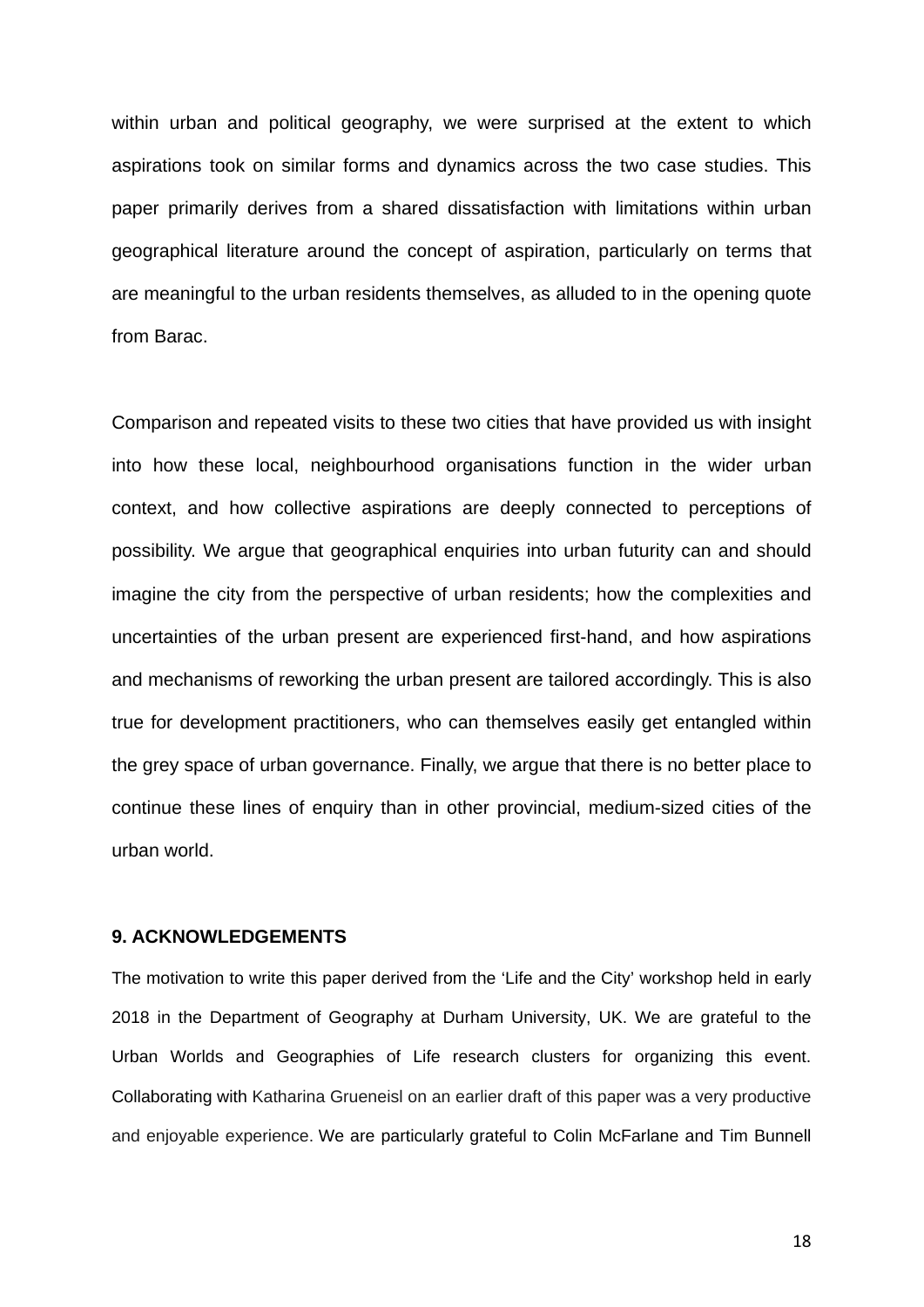within urban and political geography, we were surprised at the extent to which aspirations took on similar forms and dynamics across the two case studies. This paper primarily derives from a shared dissatisfaction with limitations within urban geographical literature around the concept of aspiration, particularly on terms that are meaningful to the urban residents themselves, as alluded to in the opening quote from Barac.

Comparison and repeated visits to these two cities that have provided us with insight into how these local, neighbourhood organisations function in the wider urban context, and how collective aspirations are deeply connected to perceptions of possibility. We argue that geographical enquiries into urban futurity can and should imagine the city from the perspective of urban residents; how the complexities and uncertainties of the urban present are experienced first-hand, and how aspirations and mechanisms of reworking the urban present are tailored accordingly. This is also true for development practitioners, who can themselves easily get entangled within the grey space of urban governance. Finally, we argue that there is no better place to continue these lines of enquiry than in other provincial, medium-sized cities of the urban world.

## 9. ACKNOWLEDGEMENTS

The motivation to write this paper derived from the 'Life and the City' workshop held in early 2018 in the Department of Geography at Durham University, UK. We are grateful to the Urban Worlds and Geographies of Life research clusters for organizing this event. Collaborating with Katharina Grueneisl on an earlier draft of this paper was a very productive and enjoyable experience. We are particularly grateful to Colin McFarlane and Tim Bunnell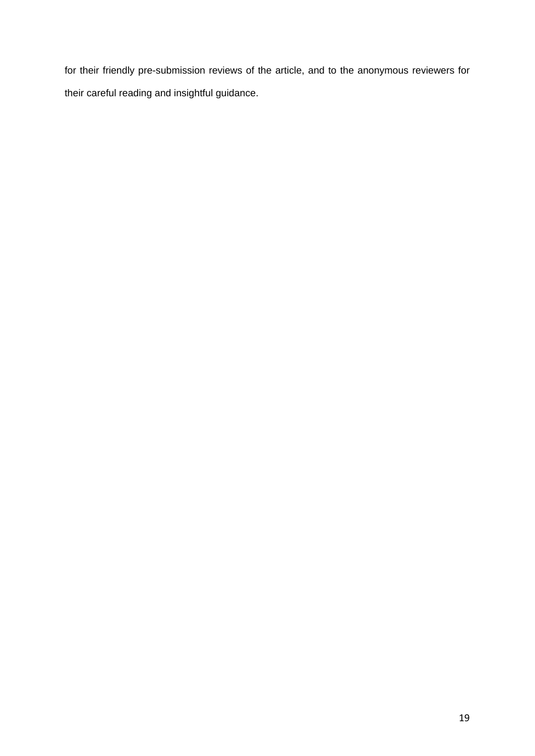for their friendly pre-submission reviews of the article, and to the anonymous reviewers for their careful reading and insightful guidance.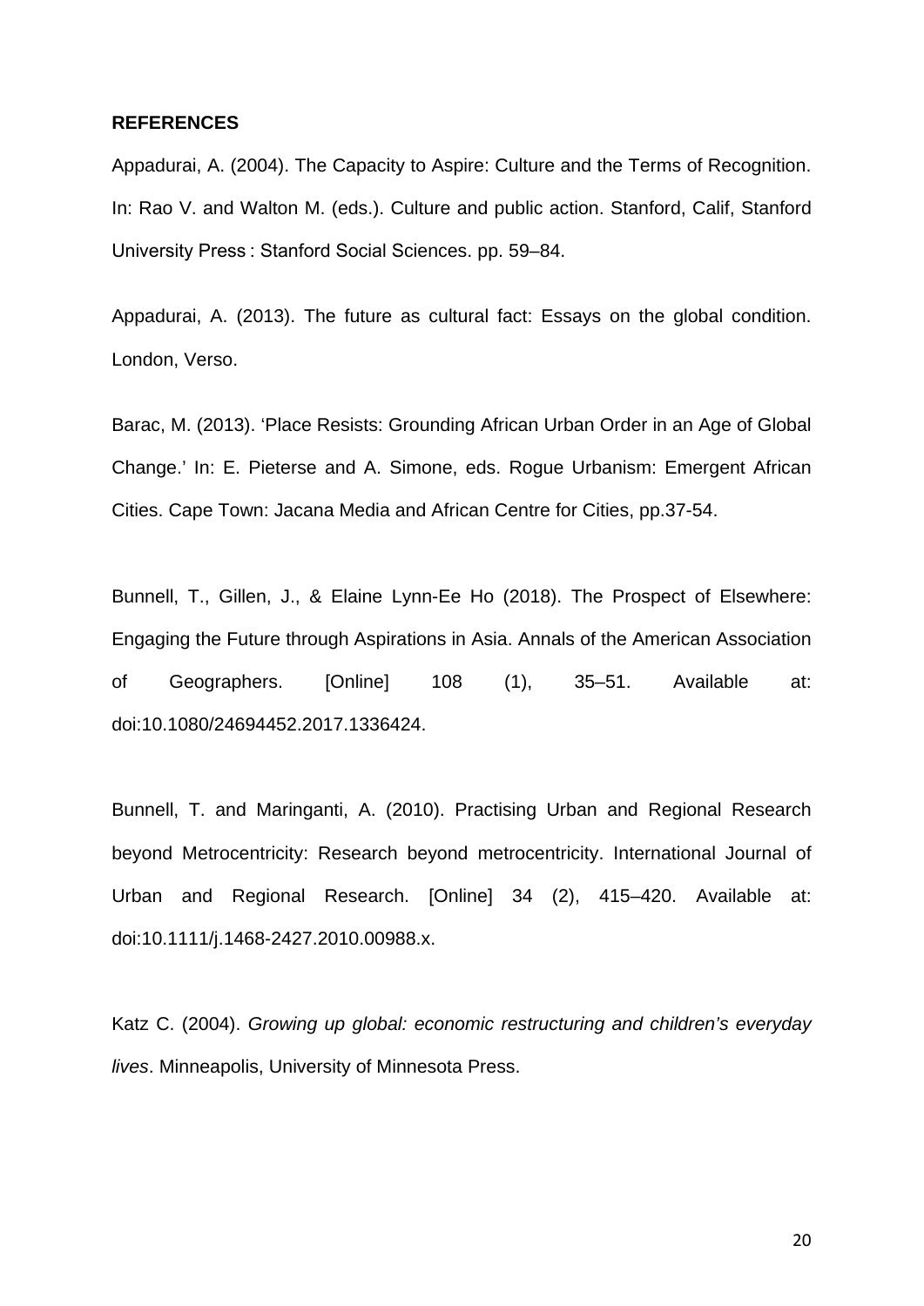**REFERENCES**

Appadurai, A. (2004). The Capacity to Aspire: Culture and the Terms of Recognition. In: Rao V. and Walton M. (eds.). Culture and public action. Stanford, Calif, Stanford University Press : Stanford Social Sciences. pp. 59–84.

Appadurai, A. (2013). The future as cultural fact: Essays on the global condition. London, Verso.

Barac, M. (2013). 'Place Resists: Grounding African Urban Order in an Age of Global Change.' In: E. Pieterse and A. Simone, eds. Rogue Urbanism: Emergent African Cities. Cape Town: Jacana Media and African Centre for Cities, pp.37-54.

Bunnell, T., Gillen, J., & Elaine Lynn-Ee Ho (2018). The Prospect of Elsewhere: Engaging the Future through Aspirations in Asia. Annals of the American Association of Geographers. [Online] 108 (1), 35–51. Available at: doi:10.1080/24694452.2017.1336424.

Bunnell, T. and Maringanti, A. (2010). Practising Urban and Regional Research beyond Metrocentricity: Research beyond metrocentricity. International Journal of Urban and Regional Research. [Online] 34 (2), 415–420. Available at: doi:10.1111/j.1468-2427.2010.00988.x.

Katz C. (2004). *Growing up global: economic restructuring and children's everyday lives*. Minneapolis, University of Minnesota Press.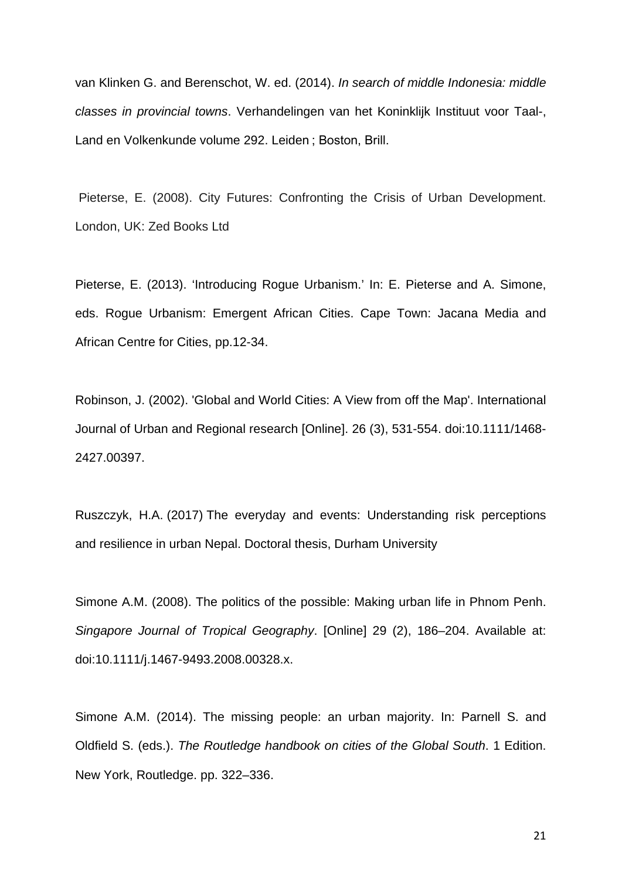van Klinken G. and Berenschot, W. ed. (2014). *In search of middle Indonesia: middle classes in provincial towns*. Verhandelingen van het Koninklijk Instituut voor Taal-, Land en Volkenkunde volume 292. Leiden ; Boston, Brill.

Pieterse, E. (2008). City Futures: Confronting the Crisis of Urban Development. London, UK: Zed Books Ltd

Pieterse, E. (2013). 'Introducing Rogue Urbanism.' In: E. Pieterse and A. Simone, eds. Rogue Urbanism: Emergent African Cities. Cape Town: Jacana Media and African Centre for Cities, pp.12-34.

Robinson, J. (2002). 'Global and World Cities: A View from off the Map'. International Journal of Urban and Regional research [Online]. 26 (3), 531-554. doi:10.1111/1468-2427.00397.

Ruszczyk, H.A. (2017) The everyday and events: Understanding risk perceptions and resilience in urban Nepal. Doctoral thesis, Durham University

Simone A.M. (2008). The politics of the possible: Making urban life in Phnom Penh. *Singapore Journal of Tropical Geography*. [Online] 29 (2), 186–204. Available at: doi:10.1111/j.1467-9493.2008.00328.x.

Simone A.M. (2014). The missing people: an urban majority. In: Parnell S. and Oldfield S. (eds.). *The Routledge handbook on cities of the Global South*. 1 Edition. New York, Routledge. pp. 322–336.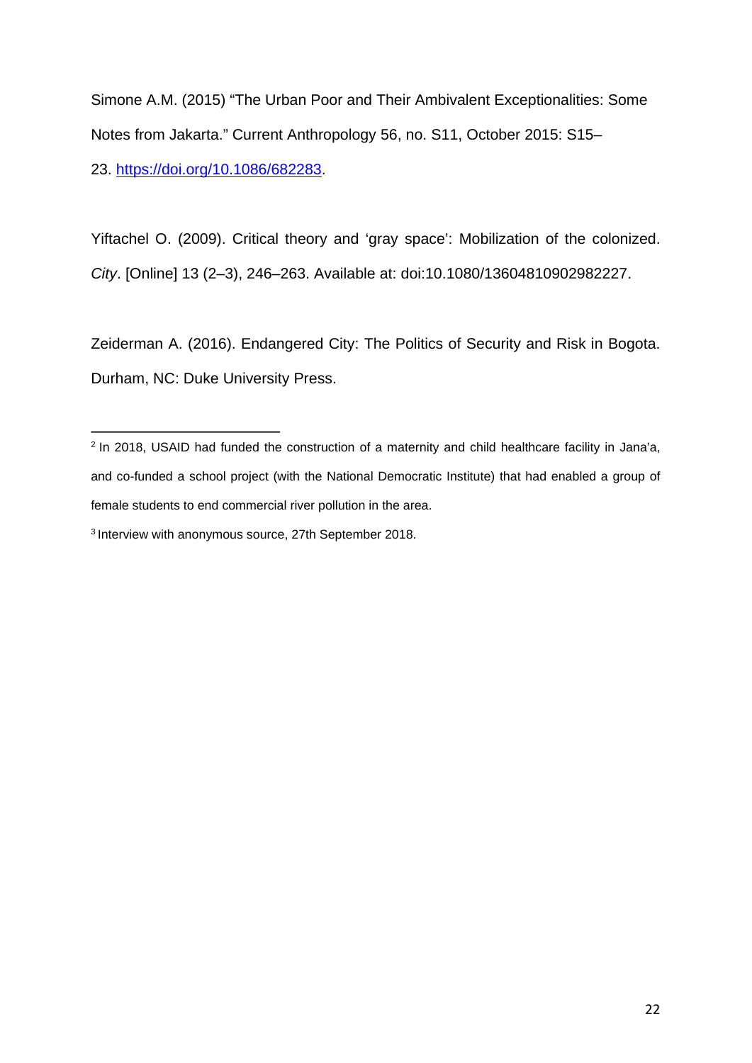Simone A.M. (2015) "The Urban Poor and Their Ambivalent Exceptionalities: Some Notes from Jakarta." Current Anthropology 56, no. S11, October 2015: S15–23. https://doi.org/10.1086/682283.

Yiftachel O. (2009). Critical theory and 'gray space': Mobilization of the colonized. *City*. [Online] 13 (2–3), 246–263. Available at: doi:10.1080/13604810902982227.

Zeiderman A. (2016). Endangered City: The Politics of Security and Risk in Bogota. Durham, NC: Duke University Press.

---

[2] In 2018, USAID had funded the construction of a maternity and child healthcare facility in Jana'a, and co-funded a school project (with the National Democratic Institute) that had enabled a group of female students to end commercial river pollution in the area.

[3] Interview with anonymous source, 27th September 2018.